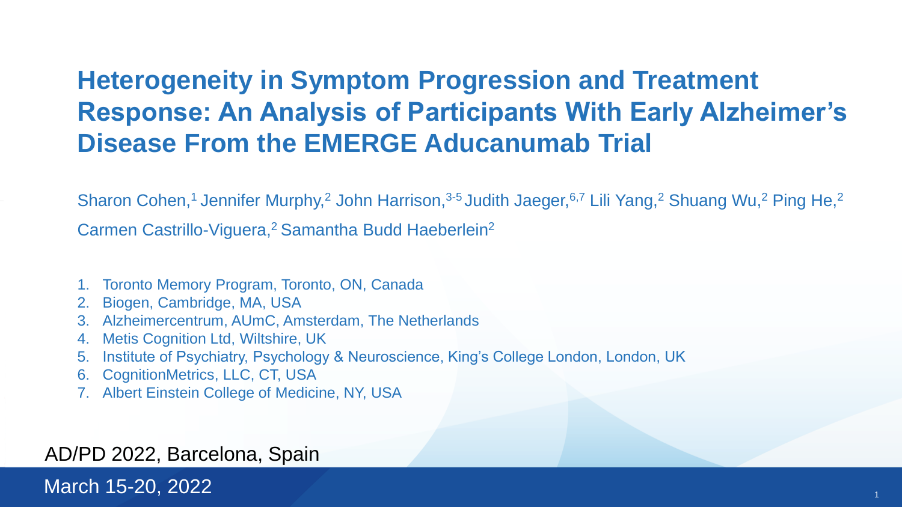# Heterogeneity in Symptom Progression and Treatment Response: An Analysis of Participants With Early Alzheimer's Disease From the EMERGE Aducanumab Trial

Sharon Cohen,[1] Jennifer Murphy,[2] John Harrison,[3-5] Judith Jaeger,[6,7] Lili Yang,[2] Shuang Wu,[2] Ping He,[2] Carmen Castrillo-Viguera,[2] Samantha Budd Haeberlein[2]

1. Toronto Memory Program, Toronto, ON, Canada
2. Biogen, Cambridge, MA, USA
3. Alzheimercentrum, AUmC, Amsterdam, The Netherlands
4. Metis Cognition Ltd, Wiltshire, UK
5. Institute of Psychiatry, Psychology & Neuroscience, King's College London, London, UK
6. CognitionMetrics, LLC, CT, USA
7. Albert Einstein College of Medicine, NY, USA

AD/PD 2022, Barcelona, Spain

March 15-20, 2022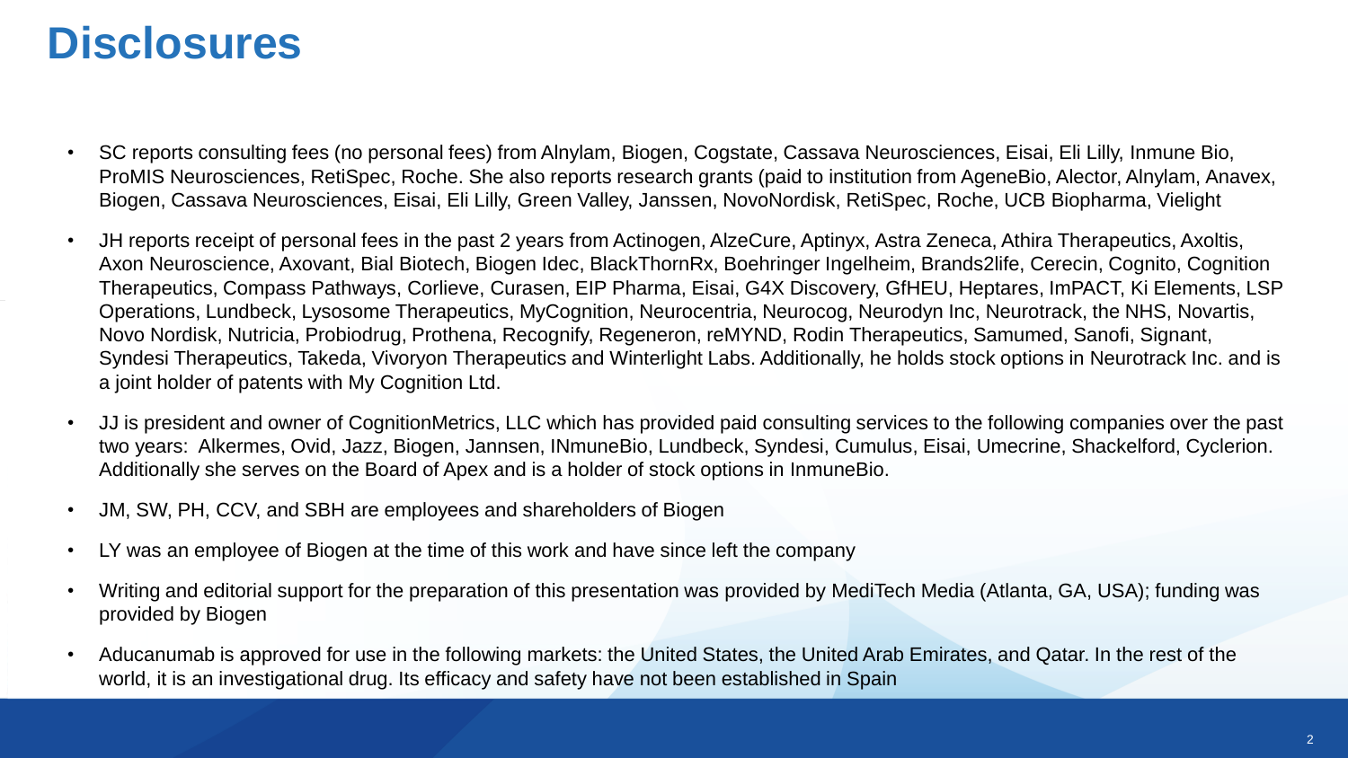# Disclosures

- SC reports consulting fees (no personal fees) from Alnylam, Biogen, Cogstate, Cassava Neurosciences, Eisai, Eli Lilly, Inmune Bio, ProMIS Neurosciences, RetiSpec, Roche. She also reports research grants (paid to institution from AgeneBio, Alector, Alnylam, Anavex, Biogen, Cassava Neurosciences, Eisai, Eli Lilly, Green Valley, Janssen, NovoNordisk, RetiSpec, Roche, UCB Biopharma, Vielight
- JH reports receipt of personal fees in the past 2 years from Actinogen, AlzeCure, Aptinyx, Astra Zeneca, Athira Therapeutics, Axoltis, Axon Neuroscience, Axovant, Bial Biotech, Biogen Idec, BlackThornRx, Boehringer Ingelheim, Brands2life, Cerecin, Cognito, Cognition Therapeutics, Compass Pathways, Corlieve, Curasen, EIP Pharma, Eisai, G4X Discovery, GfHEU, Heptares, ImPACT, Ki Elements, LSP Operations, Lundbeck, Lysosome Therapeutics, MyCognition, Neurocentria, Neurocog, Neurodyn Inc, Neurotrack, the NHS, Novartis, Novo Nordisk, Nutricia, Probiodrug, Prothena, Recognify, Regeneron, reMYND, Rodin Therapeutics, Samumed, Sanofi, Signant, Syndesi Therapeutics, Takeda, Vivoryon Therapeutics and Winterlight Labs. Additionally, he holds stock options in Neurotrack Inc. and is a joint holder of patents with My Cognition Ltd.
- JJ is president and owner of CognitionMetrics, LLC which has provided paid consulting services to the following companies over the past two years: Alkermes, Ovid, Jazz, Biogen, Jannsen, INmuneBio, Lundbeck, Syndesi, Cumulus, Eisai, Umecrine, Shackelford, Cyclerion. Additionally she serves on the Board of Apex and is a holder of stock options in InmuneBio.
- JM, SW, PH, CCV, and SBH are employees and shareholders of Biogen
- LY was an employee of Biogen at the time of this work and have since left the company
- Writing and editorial support for the preparation of this presentation was provided by MediTech Media (Atlanta, GA, USA); funding was provided by Biogen
- Aducanumab is approved for use in the following markets: the United States, the United Arab Emirates, and Qatar. In the rest of the world, it is an investigational drug. Its efficacy and safety have not been established in Spain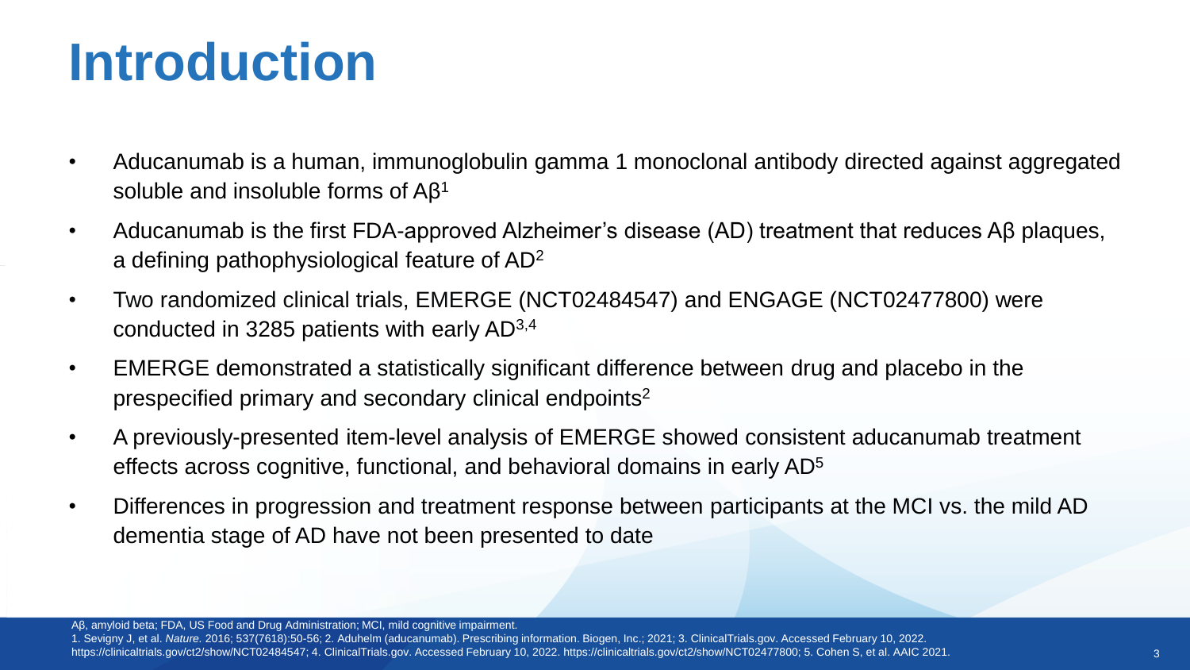# Introduction

- Aducanumab is a human, immunoglobulin gamma 1 monoclonal antibody directed against aggregated soluble and insoluble forms of Aβ[1]
- Aducanumab is the first FDA-approved Alzheimer's disease (AD) treatment that reduces Aβ plaques, a defining pathophysiological feature of AD[2]
- Two randomized clinical trials, EMERGE (NCT02484547) and ENGAGE (NCT02477800) were conducted in 3285 patients with early AD[3,4]
- EMERGE demonstrated a statistically significant difference between drug and placebo in the prespecified primary and secondary clinical endpoints[2]
- A previously-presented item-level analysis of EMERGE showed consistent aducanumab treatment effects across cognitive, functional, and behavioral domains in early AD[5]
- Differences in progression and treatment response between participants at the MCI vs. the mild AD dementia stage of AD have not been presented to date

Aβ, amyloid beta; FDA, US Food and Drug Administration; MCI, mild cognitive impairment.
1. Sevigny J, et al. *Nature.* 2016; 537(7618):50-56; 2. Aduhelm (aducanumab). Prescribing information. Biogen, Inc.; 2021; 3. ClinicalTrials.gov. Accessed February 10, 2022. https://clinicaltrials.gov/ct2/show/NCT02484547; 4. ClinicalTrials.gov. Accessed February 10, 2022. https://clinicaltrials.gov/ct2/show/NCT02477800; 5. Cohen S, et al. AAIC 2021.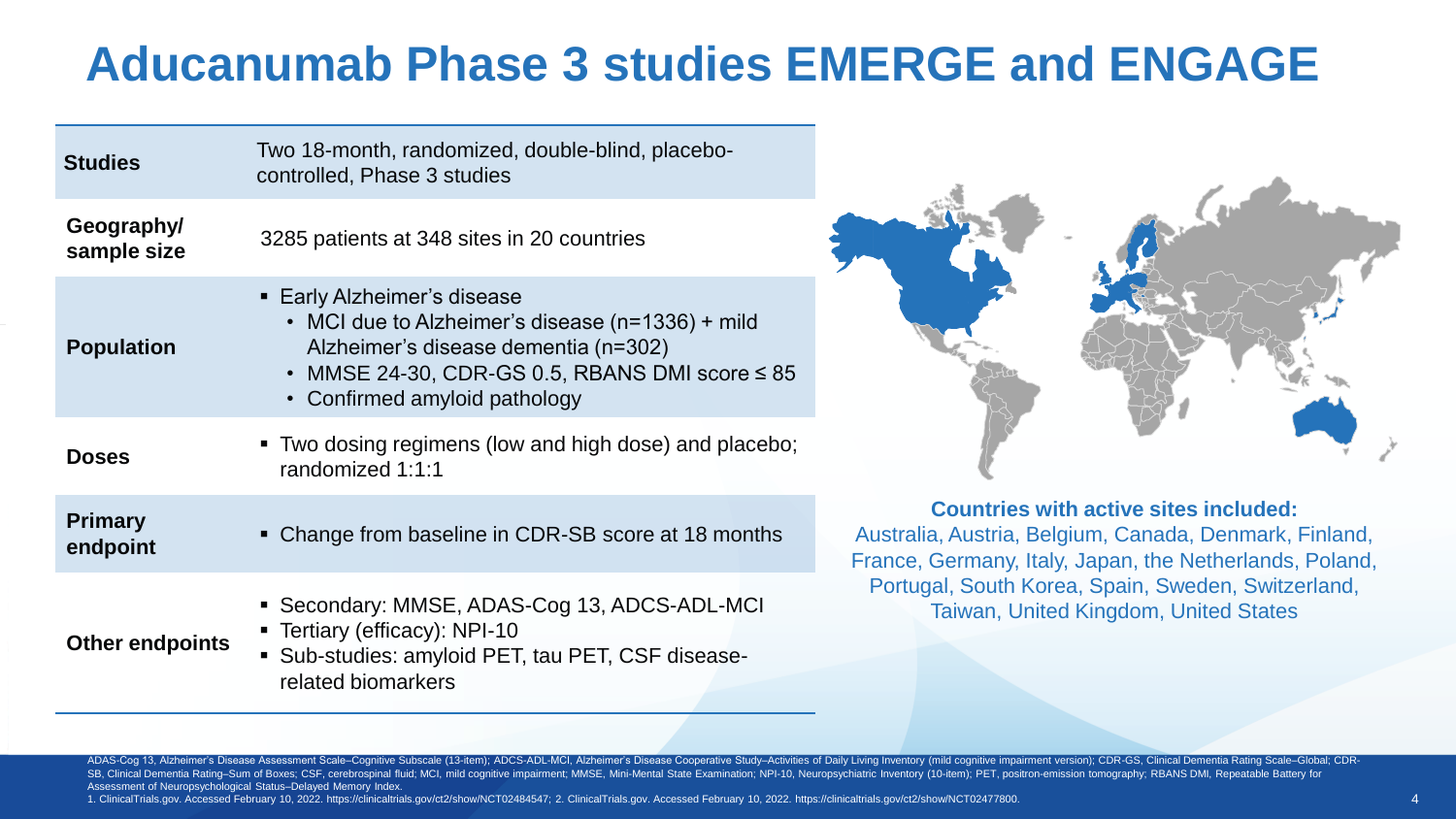# Aducanumab Phase 3 studies EMERGE and ENGAGE

| | |
|---|---|
| **Studies** | Two 18-month, randomized, double-blind, placebo-controlled, Phase 3 studies |
| **Geography/ sample size** | 3285 patients at 348 sites in 20 countries |
| **Population** | ▪ Early Alzheimer's disease<br>• MCI due to Alzheimer's disease (n=1336) + mild Alzheimer's disease dementia (n=302)<br>• MMSE 24-30, CDR-GS 0.5, RBANS DMI score ≤ 85<br>• Confirmed amyloid pathology |
| **Doses** | ▪ Two dosing regimens (low and high dose) and placebo; randomized 1:1:1 |
| **Primary endpoint** | ▪ Change from baseline in CDR-SB score at 18 months |
| **Other endpoints** | ▪ Secondary: MMSE, ADAS-Cog 13, ADCS-ADL-MCI<br>▪ Tertiary (efficacy): NPI-10<br>▪ Sub-studies: amyloid PET, tau PET, CSF disease-related biomarkers |

**Countries with active sites included:**
Australia, Austria, Belgium, Canada, Denmark, Finland, France, Germany, Italy, Japan, the Netherlands, Poland, Portugal, South Korea, Spain, Sweden, Switzerland, Taiwan, United Kingdom, United States

ADAS-Cog 13, Alzheimer's Disease Assessment Scale–Cognitive Subscale (13-item); ADCS-ADL-MCI, Alzheimer's Disease Cooperative Study–Activities of Daily Living Inventory (mild cognitive impairment version); CDR-GS, Clinical Dementia Rating Scale–Global; CDR-SB, Clinical Dementia Rating–Sum of Boxes; CSF, cerebrospinal fluid; MCI, mild cognitive impairment; MMSE, Mini-Mental State Examination; NPI-10, Neuropsychiatric Inventory (10-item); PET, positron-emission tomography; RBANS DMI, Repeatable Battery for Assessment of Neuropsychological Status–Delayed Memory Index.

1. ClinicalTrials.gov. Accessed February 10, 2022. https://clinicaltrials.gov/ct2/show/NCT02484547; 2. ClinicalTrials.gov. Accessed February 10, 2022. https://clinicaltrials.gov/ct2/show/NCT02477800.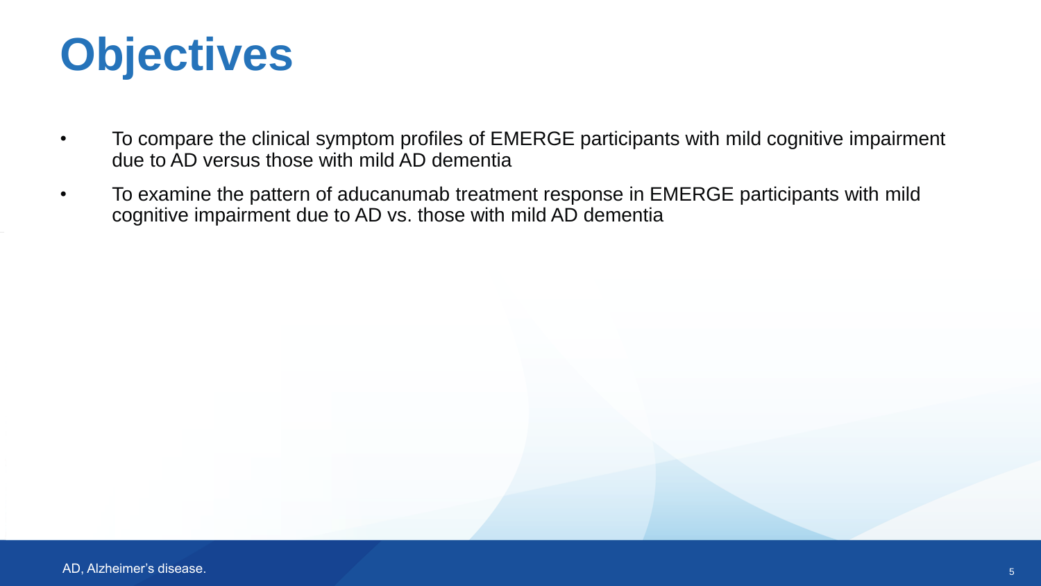# Objectives

- To compare the clinical symptom profiles of EMERGE participants with mild cognitive impairment due to AD versus those with mild AD dementia
- To examine the pattern of aducanumab treatment response in EMERGE participants with mild cognitive impairment due to AD vs. those with mild AD dementia

AD, Alzheimer's disease.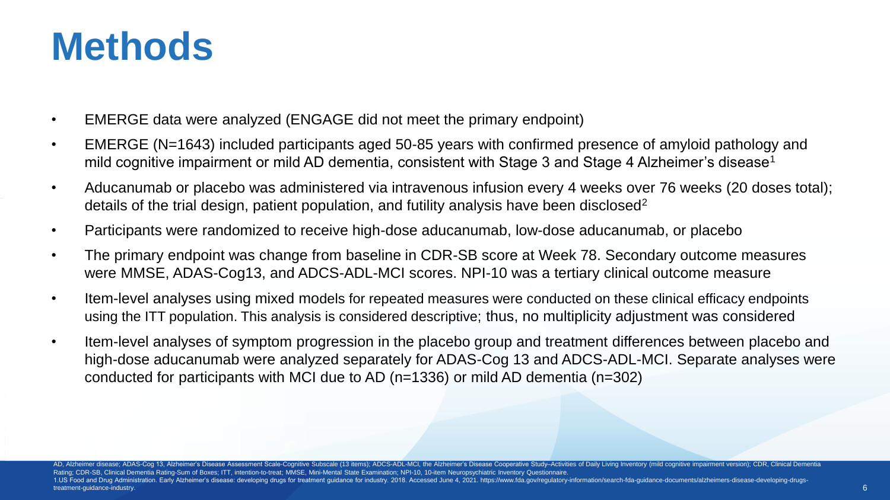# Methods

- EMERGE data were analyzed (ENGAGE did not meet the primary endpoint)
- EMERGE (N=1643) included participants aged 50-85 years with confirmed presence of amyloid pathology and mild cognitive impairment or mild AD dementia, consistent with Stage 3 and Stage 4 Alzheimer's disease[1]
- Aducanumab or placebo was administered via intravenous infusion every 4 weeks over 76 weeks (20 doses total); details of the trial design, patient population, and futility analysis have been disclosed[2]
- Participants were randomized to receive high-dose aducanumab, low-dose aducanumab, or placebo
- The primary endpoint was change from baseline in CDR-SB score at Week 78. Secondary outcome measures were MMSE, ADAS-Cog13, and ADCS-ADL-MCI scores. NPI-10 was a tertiary clinical outcome measure
- Item-level analyses using mixed models for repeated measures were conducted on these clinical efficacy endpoints using the ITT population. This analysis is considered descriptive; thus, no multiplicity adjustment was considered
- Item-level analyses of symptom progression in the placebo group and treatment differences between placebo and high-dose aducanumab were analyzed separately for ADAS-Cog 13 and ADCS-ADL-MCI. Separate analyses were conducted for participants with MCI due to AD (n=1336) or mild AD dementia (n=302)

AD, Alzheimer disease; ADAS-Cog 13, Alzheimer's Disease Assessment Scale-Cognitive Subscale (13 items); ADCS-ADL-MCI, the Alzheimer's Disease Cooperative Study–Activities of Daily Living Inventory (mild cognitive impairment version); CDR, Clinical Dementia Rating; CDR-SB, Clinical Dementia Rating-Sum of Boxes; ITT, intention-to-treat; MMSE, Mini-Mental State Examination; NPI-10, 10-item Neuropsychiatric Inventory Questionnaire.

1.US Food and Drug Administration. Early Alzheimer's disease: developing drugs for treatment guidance for industry. 2018. Accessed June 4, 2021. https://www.fda.gov/regulatory-information/search-fda-guidance-documents/alzheimers-disease-developing-drugs-treatment-guidance-industry.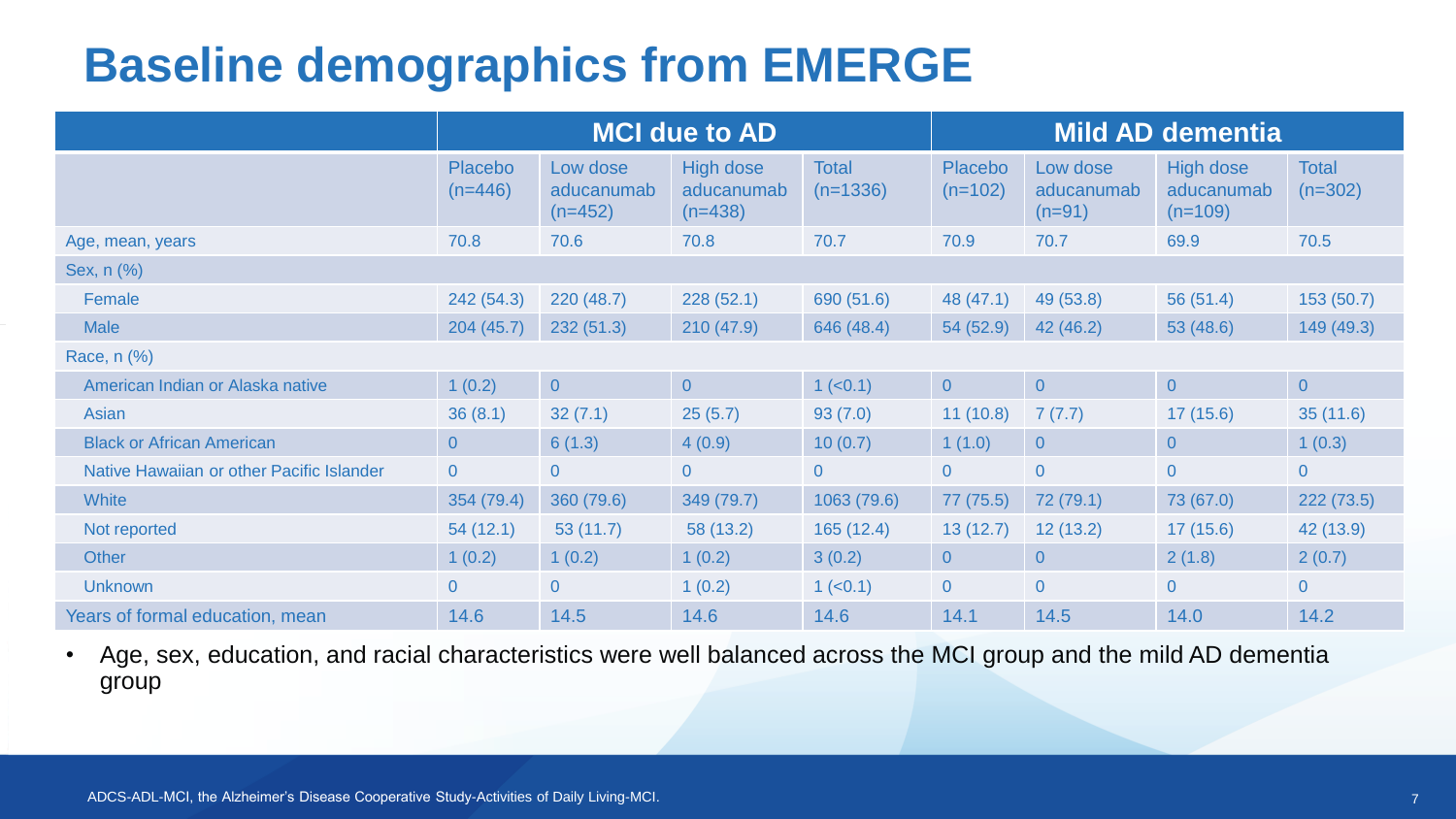# Baseline demographics from EMERGE

| | MCI due to AD | | | | Mild AD dementia | | | |
|---|---|---|---|---|---|---|---|---|
| | Placebo (n=446) | Low dose aducanumab (n=452) | High dose aducanumab (n=438) | Total (n=1336) | Placebo (n=102) | Low dose aducanumab (n=91) | High dose aducanumab (n=109) | Total (n=302) |
| Age, mean, years | 70.8 | 70.6 | 70.8 | 70.7 | 70.9 | 70.7 | 69.9 | 70.5 |
| Sex, n (%) | | | | | | | | |
| Female | 242 (54.3) | 220 (48.7) | 228 (52.1) | 690 (51.6) | 48 (47.1) | 49 (53.8) | 56 (51.4) | 153 (50.7) |
| Male | 204 (45.7) | 232 (51.3) | 210 (47.9) | 646 (48.4) | 54 (52.9) | 42 (46.2) | 53 (48.6) | 149 (49.3) |
| Race, n (%) | | | | | | | | |
| American Indian or Alaska native | 1 (0.2) | 0 | 0 | 1 (<0.1) | 0 | 0 | 0 | 0 |
| Asian | 36 (8.1) | 32 (7.1) | 25 (5.7) | 93 (7.0) | 11 (10.8) | 7 (7.7) | 17 (15.6) | 35 (11.6) |
| Black or African American | 0 | 6 (1.3) | 4 (0.9) | 10 (0.7) | 1 (1.0) | 0 | 0 | 1 (0.3) |
| Native Hawaiian or other Pacific Islander | 0 | 0 | 0 | 0 | 0 | 0 | 0 | 0 |
| White | 354 (79.4) | 360 (79.6) | 349 (79.7) | 1063 (79.6) | 77 (75.5) | 72 (79.1) | 73 (67.0) | 222 (73.5) |
| Not reported | 54 (12.1) | 53 (11.7) | 58 (13.2) | 165 (12.4) | 13 (12.7) | 12 (13.2) | 17 (15.6) | 42 (13.9) |
| Other | 1 (0.2) | 1 (0.2) | 1 (0.2) | 3 (0.2) | 0 | 0 | 2 (1.8) | 2 (0.7) |
| Unknown | 0 | 0 | 1 (0.2) | 1 (<0.1) | 0 | 0 | 0 | 0 |
| Years of formal education, mean | 14.6 | 14.5 | 14.6 | 14.6 | 14.1 | 14.5 | 14.0 | 14.2 |

- Age, sex, education, and racial characteristics were well balanced across the MCI group and the mild AD dementia group

ADCS-ADL-MCI, the Alzheimer's Disease Cooperative Study-Activities of Daily Living-MCI.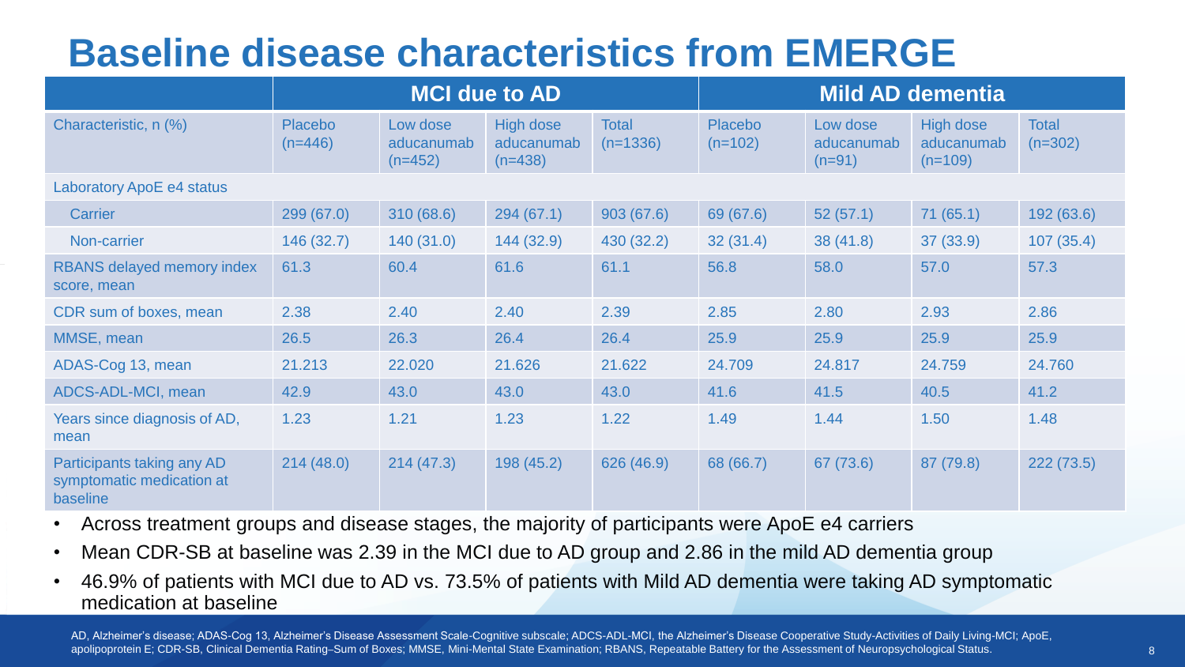# Baseline disease characteristics from EMERGE

| | MCI due to AD | | | | Mild AD dementia | | | |
|---|---|---|---|---|---|---|---|---|
| Characteristic, n (%) | Placebo (n=446) | Low dose aducanumab (n=452) | High dose aducanumab (n=438) | Total (n=1336) | Placebo (n=102) | Low dose aducanumab (n=91) | High dose aducanumab (n=109) | Total (n=302) |
| Laboratory ApoE e4 status | | | | | | | | |
| Carrier | 299 (67.0) | 310 (68.6) | 294 (67.1) | 903 (67.6) | 69 (67.6) | 52 (57.1) | 71 (65.1) | 192 (63.6) |
| Non-carrier | 146 (32.7) | 140 (31.0) | 144 (32.9) | 430 (32.2) | 32 (31.4) | 38 (41.8) | 37 (33.9) | 107 (35.4) |
| RBANS delayed memory index score, mean | 61.3 | 60.4 | 61.6 | 61.1 | 56.8 | 58.0 | 57.0 | 57.3 |
| CDR sum of boxes, mean | 2.38 | 2.40 | 2.40 | 2.39 | 2.85 | 2.80 | 2.93 | 2.86 |
| MMSE, mean | 26.5 | 26.3 | 26.4 | 26.4 | 25.9 | 25.9 | 25.9 | 25.9 |
| ADAS-Cog 13, mean | 21.213 | 22.020 | 21.626 | 21.622 | 24.709 | 24.817 | 24.759 | 24.760 |
| ADCS-ADL-MCI, mean | 42.9 | 43.0 | 43.0 | 43.0 | 41.6 | 41.5 | 40.5 | 41.2 |
| Years since diagnosis of AD, mean | 1.23 | 1.21 | 1.23 | 1.22 | 1.49 | 1.44 | 1.50 | 1.48 |
| Participants taking any AD symptomatic medication at baseline | 214 (48.0) | 214 (47.3) | 198 (45.2) | 626 (46.9) | 68 (66.7) | 67 (73.6) | 87 (79.8) | 222 (73.5) |

- Across treatment groups and disease stages, the majority of participants were ApoE e4 carriers
- Mean CDR-SB at baseline was 2.39 in the MCI due to AD group and 2.86 in the mild AD dementia group
- 46.9% of patients with MCI due to AD vs. 73.5% of patients with Mild AD dementia were taking AD symptomatic medication at baseline

AD, Alzheimer's disease; ADAS-Cog 13, Alzheimer's Disease Assessment Scale-Cognitive subscale; ADCS-ADL-MCI, the Alzheimer's Disease Cooperative Study-Activities of Daily Living-MCI; ApoE, apolipoprotein E; CDR-SB, Clinical Dementia Rating–Sum of Boxes; MMSE, Mini-Mental State Examination; RBANS, Repeatable Battery for the Assessment of Neuropsychological Status.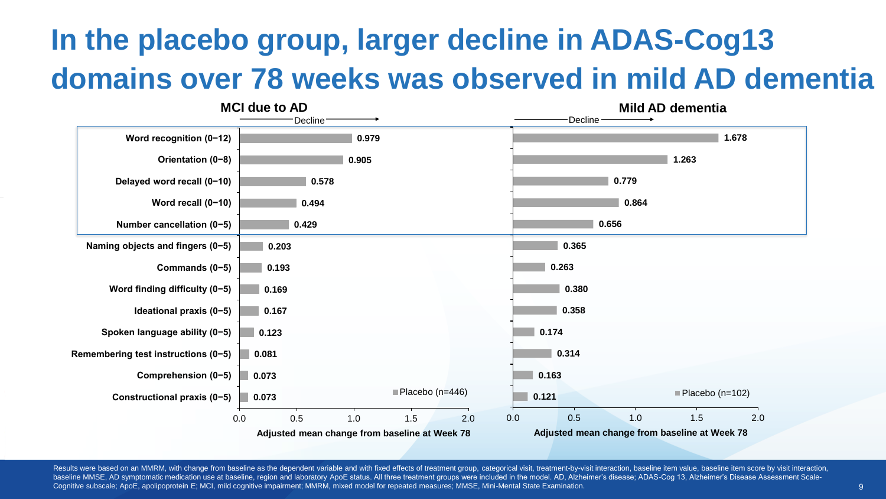# In the placebo group, larger decline in ADAS-Cog13 domains over 78 weeks was observed in mild AD dementia

Adjusted mean change from baseline at Week 78 (Decline →)

| Domain | MCI due to AD – Placebo (n=446) | Mild AD dementia – Placebo (n=102) |
|---|---|---|
| Word recognition (0−12) | 0.979 | 1.678 |
| Orientation (0−8) | 0.905 | 1.263 |
| Delayed word recall (0−10) | 0.578 | 0.779 |
| Word recall (0−10) | 0.494 | 0.864 |
| Number cancellation (0−5) | 0.429 | 0.656 |
| Naming objects and fingers (0−5) | 0.203 | 0.365 |
| Commands (0−5) | 0.193 | 0.263 |
| Word finding difficulty (0−5) | 0.169 | 0.380 |
| Ideational praxis (0−5) | 0.167 | 0.358 |
| Spoken language ability (0−5) | 0.123 | 0.174 |
| Remembering test instructions (0−5) | 0.081 | 0.314 |
| Comprehension (0−5) | 0.073 | 0.163 |
| Constructional praxis (0−5) | 0.073 | 0.121 |

Results were based on an MMRM, with change from baseline as the dependent variable and with fixed effects of treatment group, categorical visit, treatment-by-visit interaction, baseline item value, baseline item score by visit interaction, baseline MMSE, AD symptomatic medication use at baseline, region and laboratory ApoE status. All three treatment groups were included in the model. AD, Alzheimer's disease; ADAS-Cog 13, Alzheimer's Disease Assessment Scale-Cognitive subscale; ApoE, apolipoprotein E; MCI, mild cognitive impairment; MMRM, mixed model for repeated measures; MMSE, Mini-Mental State Examination.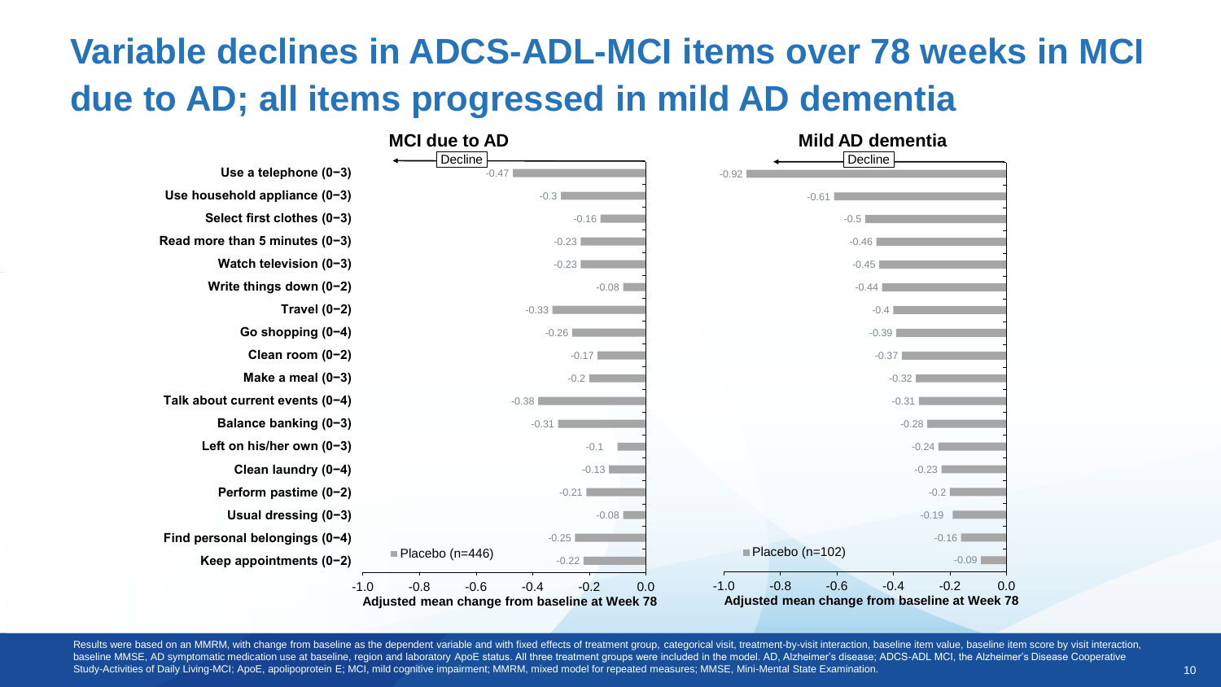# Variable declines in ADCS-ADL-MCI items over 78 weeks in MCI due to AD; all items progressed in mild AD dementia

Adjusted mean change from baseline at Week 78 (Decline ←)

| Item | MCI due to AD: Placebo (n=446) | Mild AD dementia: Placebo (n=102) |
|---|---|---|
| Use a telephone (0−3) | -0.47 | -0.92 |
| Use household appliance (0−3) | -0.3 | -0.61 |
| Select first clothes (0−3) | -0.16 | -0.5 |
| Read more than 5 minutes (0−3) | -0.23 | -0.46 |
| Watch television (0−3) | -0.23 | -0.45 |
| Write things down (0−2) | -0.08 | -0.44 |
| Travel (0−2) | -0.33 | -0.4 |
| Go shopping (0−4) | -0.26 | -0.39 |
| Clean room (0−2) | -0.17 | -0.37 |
| Make a meal (0−3) | -0.2 | -0.32 |
| Talk about current events (0−4) | -0.38 | -0.31 |
| Balance banking (0−3) | -0.31 | -0.28 |
| Left on his/her own (0−3) | -0.1 | -0.24 |
| Clean laundry (0−4) | -0.13 | -0.23 |
| Perform pastime (0−2) | -0.21 | -0.2 |
| Usual dressing (0−3) | -0.08 | -0.19 |
| Find personal belongings (0−4) | -0.25 | -0.16 |
| Keep appointments (0−2) | -0.22 | -0.09 |

Results were based on an MMRM, with change from baseline as the dependent variable and with fixed effects of treatment group, categorical visit, treatment-by-visit interaction, baseline item value, baseline item score by visit interaction, baseline MMSE, AD symptomatic medication use at baseline, region and laboratory ApoE status. All three treatment groups were included in the model. AD, Alzheimer's disease; ADCS-ADL MCI, the Alzheimer's Disease Cooperative Study-Activities of Daily Living-MCI; ApoE, apolipoprotein E; MCI, mild cognitive impairment; MMRM, mixed model for repeated measures; MMSE, Mini-Mental State Examination.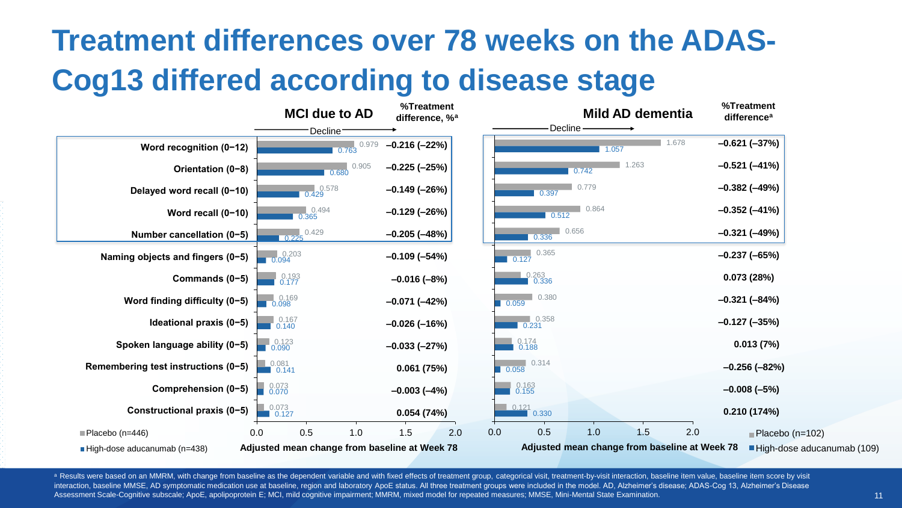# Treatment differences over 78 weeks on the ADAS-Cog13 differed according to disease stage

| Item | MCI due to AD: Placebo (n=446) | MCI due to AD: High-dose aducanumab (n=438) | MCI due to AD: %Treatment difference, %[a] | Mild AD dementia: Placebo (n=102) | Mild AD dementia: High-dose aducanumab (109) | Mild AD dementia: %Treatment difference[a] |
|---|---|---|---|---|---|---|
| Word recognition (0−12) | 0.979 | 0.763 | –0.216 (–22%) | 1.678 | 1.057 | –0.621 (–37%) |
| Orientation (0−8) | 0.905 | 0.680 | –0.225 (–25%) | 1.263 | 0.742 | –0.521 (–41%) |
| Delayed word recall (0−10) | 0.578 | 0.429 | –0.149 (–26%) | 0.779 | 0.397 | –0.382 (–49%) |
| Word recall (0−10) | 0.494 | 0.365 | –0.129 (–26%) | 0.864 | 0.512 | –0.352 (–41%) |
| Number cancellation (0−5) | 0.429 | 0.225 | –0.205 (–48%) | 0.656 | 0.336 | –0.321 (–49%) |
| Naming objects and fingers (0−5) | 0.203 | 0.094 | –0.109 (–54%) | 0.365 | 0.127 | –0.237 (–65%) |
| Commands (0−5) | 0.193 | 0.177 | –0.016 (–8%) | 0.263 | 0.336 | 0.073 (28%) |
| Word finding difficulty (0−5) | 0.169 | 0.098 | –0.071 (–42%) | 0.380 | 0.059 | –0.321 (–84%) |
| Ideational praxis (0−5) | 0.167 | 0.140 | –0.026 (–16%) | 0.358 | 0.231 | –0.127 (–35%) |
| Spoken language ability (0−5) | 0.123 | 0.090 | –0.033 (–27%) | 0.174 | 0.188 | 0.013 (7%) |
| Remembering test instructions (0−5) | 0.081 | 0.141 | 0.061 (75%) | 0.314 | 0.058 | –0.256 (–82%) |
| Comprehension (0−5) | 0.073 | 0.070 | –0.003 (–4%) | 0.163 | 0.155 | –0.008 (–5%) |
| Constructional praxis (0−5) | 0.073 | 0.127 | 0.054 (74%) | 0.121 | 0.330 | 0.210 (174%) |

Adjusted mean change from baseline at Week 78 (Decline →)

[a] Results were based on an MMRM, with change from baseline as the dependent variable and with fixed effects of treatment group, categorical visit, treatment-by-visit interaction, baseline item value, baseline item score by visit interaction, baseline MMSE, AD symptomatic medication use at baseline, region and laboratory ApoE status. All three treatment groups were included in the model. AD, Alzheimer's disease; ADAS-Cog 13, Alzheimer's Disease Assessment Scale-Cognitive subscale; ApoE, apolipoprotein E; MCI, mild cognitive impairment; MMRM, mixed model for repeated measures; MMSE, Mini-Mental State Examination.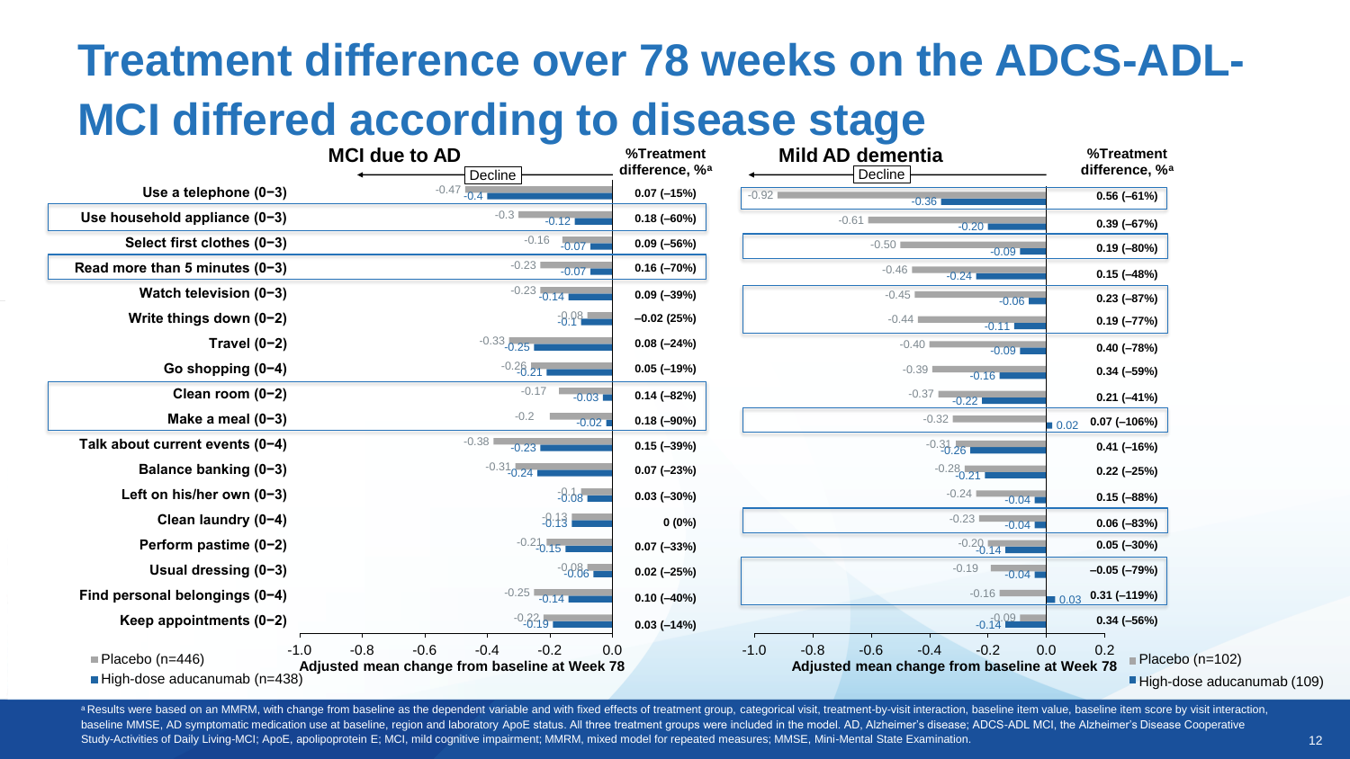# Treatment difference over 78 weeks on the ADCS-ADL-MCI differed according to disease stage

## MCI due to AD

| Item | Placebo (n=446) | High-dose aducanumab (n=438) | %Treatment difference, %[a] |
|---|---|---|---|
| Use a telephone (0–3) | -0.47 | -0.4 | 0.07 (–15%) |
| Use household appliance (0–3) | -0.3 | -0.12 | 0.18 (–60%) |
| Select first clothes (0–3) | -0.16 | -0.07 | 0.09 (–56%) |
| Read more than 5 minutes (0–3) | -0.23 | -0.07 | 0.16 (–70%) |
| Watch television (0–3) | -0.23 | -0.14 | 0.09 (–39%) |
| Write things down (0–2) | -0.08 | -0.1 | –0.02 (25%) |
| Travel (0–2) | -0.33 | -0.25 | 0.08 (–24%) |
| Go shopping (0–4) | -0.26 | -0.21 | 0.05 (–19%) |
| Clean room (0–2) | -0.17 | -0.03 | 0.14 (–82%) |
| Make a meal (0–3) | -0.2 | -0.02 | 0.18 (–90%) |
| Talk about current events (0–4) | -0.38 | -0.23 | 0.15 (–39%) |
| Balance banking (0–3) | -0.31 | -0.24 | 0.07 (–23%) |
| Left on his/her own (0–3) | -0.1 | -0.08 | 0.03 (–30%) |
| Clean laundry (0–4) | -0.13 | -0.13 | 0 (0%) |
| Perform pastime (0–2) | -0.21 | -0.15 | 0.07 (–33%) |
| Usual dressing (0–3) | -0.08 | -0.06 | 0.02 (–25%) |
| Find personal belongings (0–4) | -0.25 | -0.14 | 0.10 (–40%) |
| Keep appointments (0–2) | -0.22 | -0.19 | 0.03 (–14%) |

## Mild AD dementia

| Item | Placebo (n=102) | High-dose aducanumab (109) | %Treatment difference, %[a] |
|---|---|---|---|
| Use a telephone (0–3) | -0.92 | -0.36 | 0.56 (–61%) |
| Use household appliance (0–3) | -0.61 | -0.20 | 0.39 (–67%) |
| Select first clothes (0–3) | -0.50 | -0.09 | 0.19 (–80%) |
| Read more than 5 minutes (0–3) | -0.46 | -0.24 | 0.15 (–48%) |
| Watch television (0–3) | -0.45 | -0.06 | 0.23 (–87%) |
| Write things down (0–2) | -0.44 | -0.11 | 0.19 (–77%) |
| Travel (0–2) | -0.40 | -0.09 | 0.40 (–78%) |
| Go shopping (0–4) | -0.39 | -0.16 | 0.34 (–59%) |
| Clean room (0–2) | -0.37 | -0.22 | 0.21 (–41%) |
| Make a meal (0–3) | -0.32 | 0.02 | 0.07 (–106%) |
| Talk about current events (0–4) | -0.31 | -0.26 | 0.41 (–16%) |
| Balance banking (0–3) | -0.28 | -0.21 | 0.22 (–25%) |
| Left on his/her own (0–3) | -0.24 | -0.04 | 0.15 (–88%) |
| Clean laundry (0–4) | -0.23 | -0.04 | 0.06 (–83%) |
| Perform pastime (0–2) | -0.20 | -0.14 | 0.05 (–30%) |
| Usual dressing (0–3) | -0.19 | -0.04 | –0.05 (–79%) |
| Find personal belongings (0–4) | -0.16 | 0.03 | 0.31 (–119%) |
| Keep appointments (0–2) | -0.09 | -0.14 | 0.34 (–56%) |

Adjusted mean change from baseline at Week 78 (← Decline)

[a] Results were based on an MMRM, with change from baseline as the dependent variable and with fixed effects of treatment group, categorical visit, treatment-by-visit interaction, baseline item value, baseline item score by visit interaction, baseline MMSE, AD symptomatic medication use at baseline, region and laboratory ApoE status. All three treatment groups were included in the model. AD, Alzheimer's disease; ADCS-ADL MCI, the Alzheimer's Disease Cooperative Study-Activities of Daily Living-MCI; ApoE, apolipoprotein E; MCI, mild cognitive impairment; MMRM, mixed model for repeated measures; MMSE, Mini-Mental State Examination.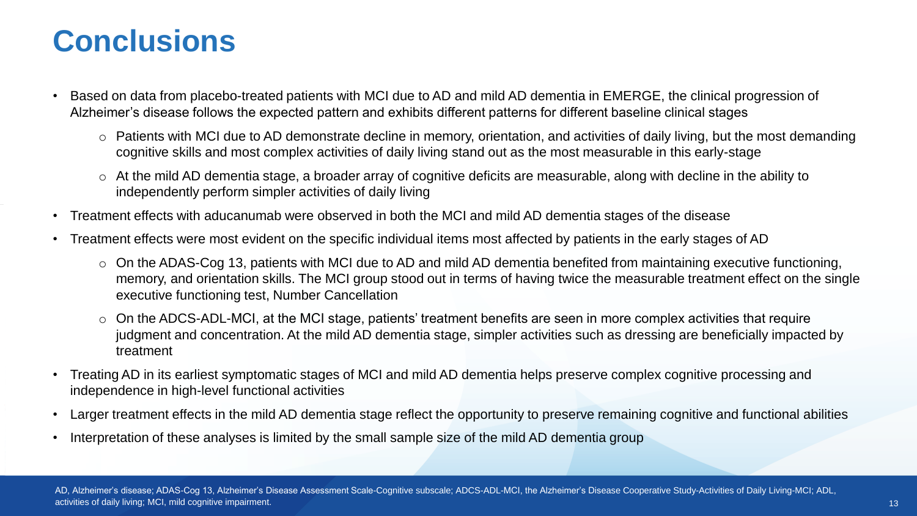# Conclusions

- Based on data from placebo-treated patients with MCI due to AD and mild AD dementia in EMERGE, the clinical progression of Alzheimer's disease follows the expected pattern and exhibits different patterns for different baseline clinical stages
  - Patients with MCI due to AD demonstrate decline in memory, orientation, and activities of daily living, but the most demanding cognitive skills and most complex activities of daily living stand out as the most measurable in this early-stage
  - At the mild AD dementia stage, a broader array of cognitive deficits are measurable, along with decline in the ability to independently perform simpler activities of daily living
- Treatment effects with aducanumab were observed in both the MCI and mild AD dementia stages of the disease
- Treatment effects were most evident on the specific individual items most affected by patients in the early stages of AD
  - On the ADAS-Cog 13, patients with MCI due to AD and mild AD dementia benefited from maintaining executive functioning, memory, and orientation skills. The MCI group stood out in terms of having twice the measurable treatment effect on the single executive functioning test, Number Cancellation
  - On the ADCS-ADL-MCI, at the MCI stage, patients' treatment benefits are seen in more complex activities that require judgment and concentration. At the mild AD dementia stage, simpler activities such as dressing are beneficially impacted by treatment
- Treating AD in its earliest symptomatic stages of MCI and mild AD dementia helps preserve complex cognitive processing and independence in high-level functional activities
- Larger treatment effects in the mild AD dementia stage reflect the opportunity to preserve remaining cognitive and functional abilities
- Interpretation of these analyses is limited by the small sample size of the mild AD dementia group

AD, Alzheimer's disease; ADAS-Cog 13, Alzheimer's Disease Assessment Scale-Cognitive subscale; ADCS-ADL-MCI, the Alzheimer's Disease Cooperative Study-Activities of Daily Living-MCI; ADL, activities of daily living; MCI, mild cognitive impairment.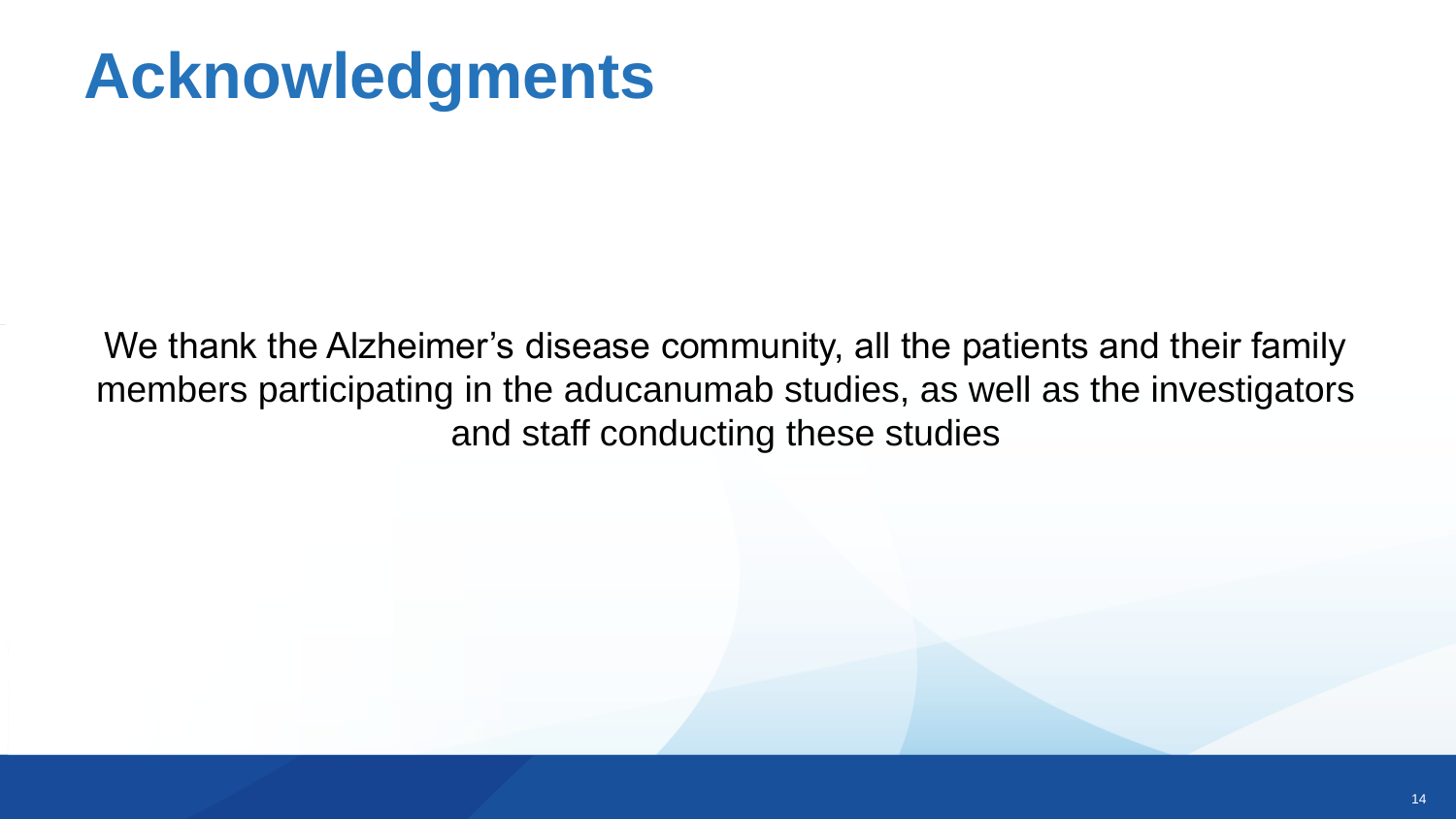# Acknowledgments

We thank the Alzheimer's disease community, all the patients and their family members participating in the aducanumab studies, as well as the investigators and staff conducting these studies